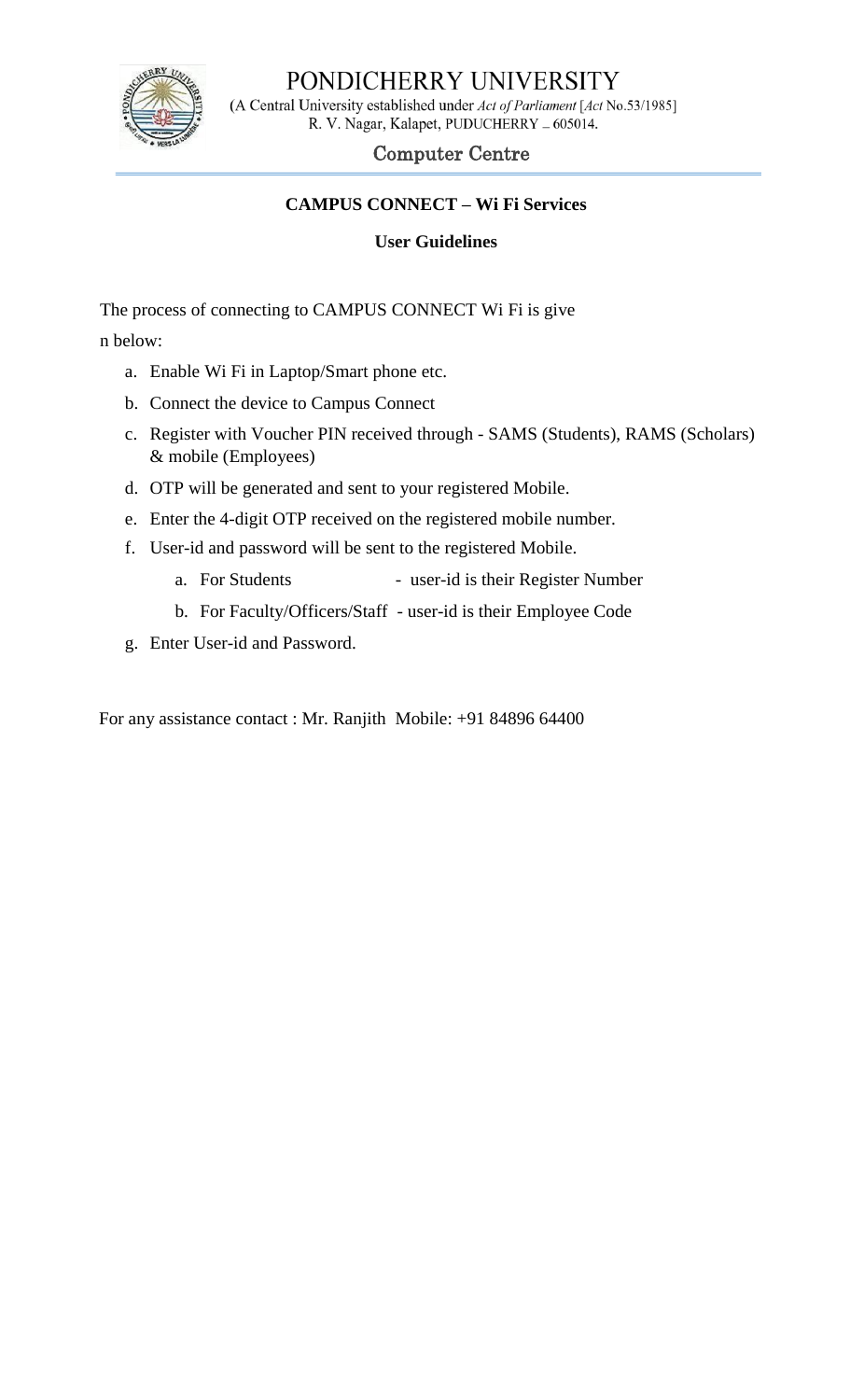# PONDICHERRY UNIVERSITY

(A Central University established under *Act of Parliament* [*Act* No.53/1985]
R. V. Nagar, Kalapet, PUDUCHERRY – 605014.

## Computer Centre

---

**CAMPUS CONNECT – Wi Fi Services**

**User Guidelines**

The process of connecting to CAMPUS CONNECT Wi Fi is give
n below:

a. Enable Wi Fi in Laptop/Smart phone etc.
b. Connect the device to Campus Connect
c. Register with Voucher PIN received through - SAMS (Students), RAMS (Scholars) & mobile (Employees)
d. OTP will be generated and sent to your registered Mobile.
e. Enter the 4-digit OTP received on the registered mobile number.
f. User-id and password will be sent to the registered Mobile.
   a. For Students - user-id is their Register Number
   b. For Faculty/Officers/Staff - user-id is their Employee Code
g. Enter User-id and Password.

For any assistance contact : Mr. Ranjith Mobile: +91 84896 64400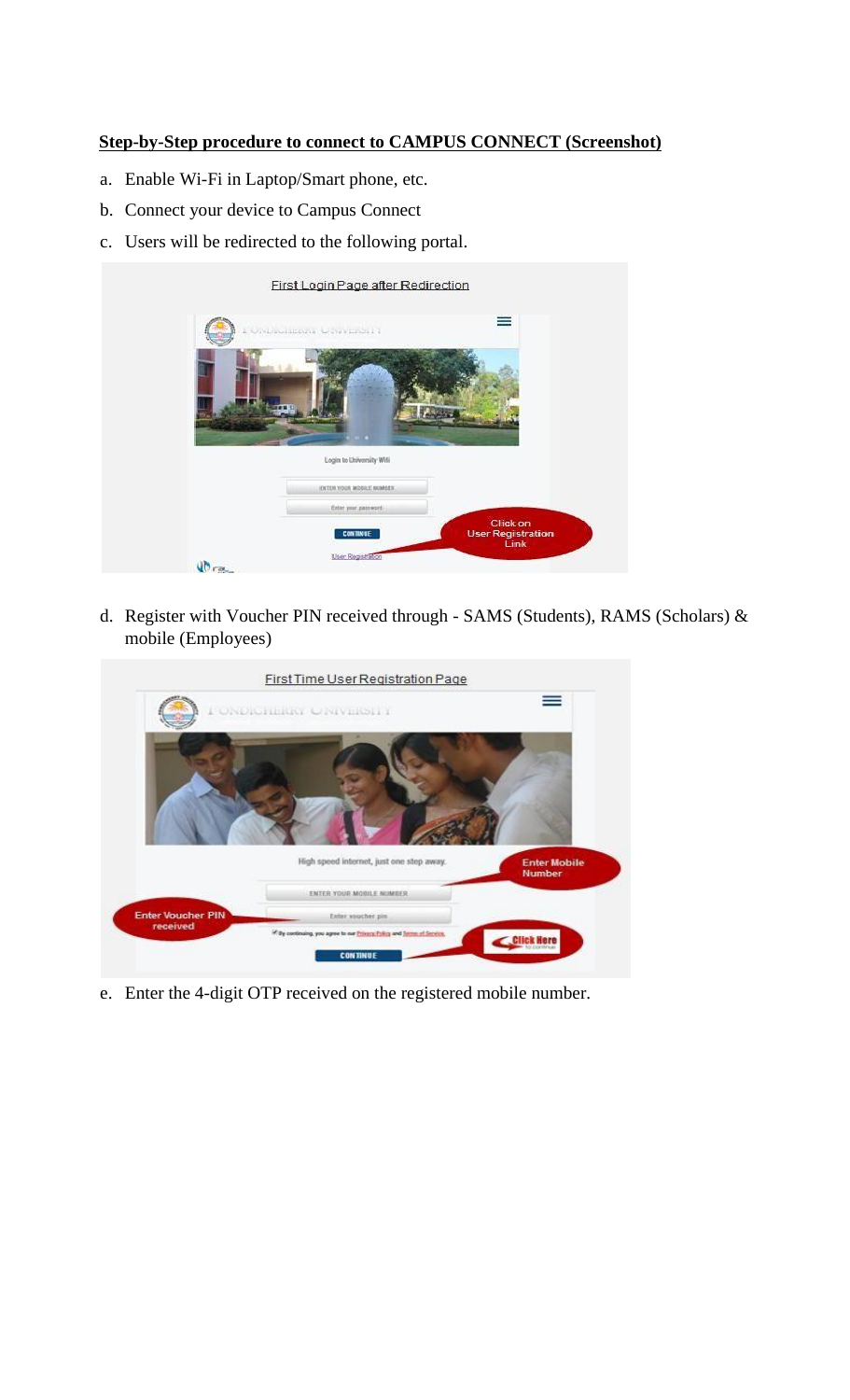**Step-by-Step procedure to connect to CAMPUS CONNECT (Screenshot)**

a. Enable Wi-Fi in Laptop/Smart phone, etc.

b. Connect your device to Campus Connect

c. Users will be redirected to the following portal.

First Login Page after Redirection

d. Register with Voucher PIN received through - SAMS (Students), RAMS (Scholars) & mobile (Employees)

First Time User Registration Page

e. Enter the 4-digit OTP received on the registered mobile number.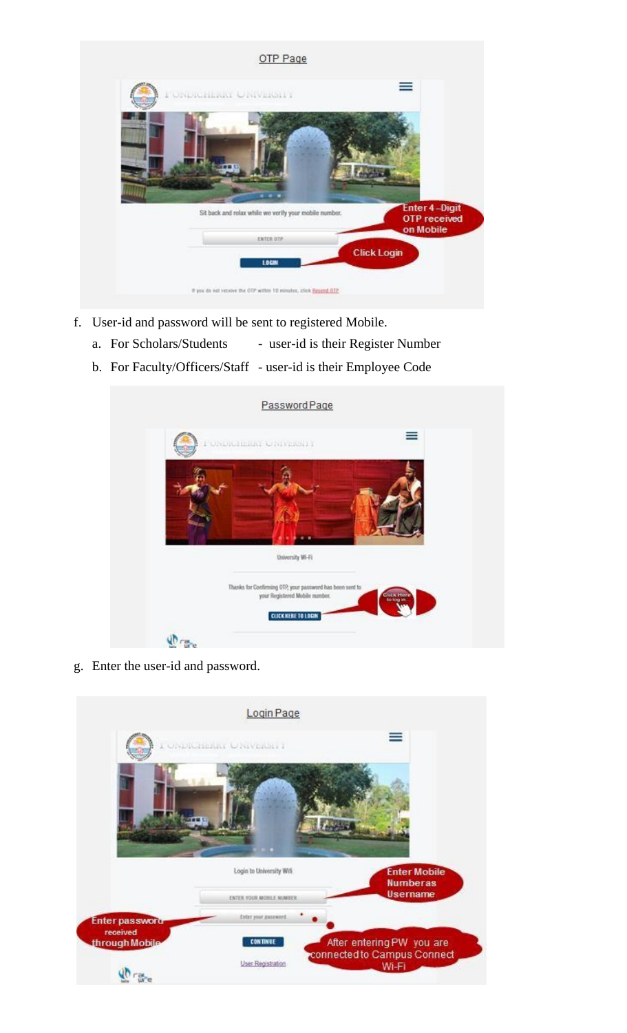OTP Page

Sit back and relax while we verify your mobile number.

Enter 4 –Digit OTP received on Mobile

ENTER OTP

LOGIN

Click Login

If you do not receive the OTP within 10 minutes, click Resend OTP

f. User-id and password will be sent to registered Mobile.
   a. For Scholars/Students - user-id is their Register Number
   b. For Faculty/Officers/Staff - user-id is their Employee Code

Password Page

University Wi-Fi

Thanks for Confirming OTP, your password has been sent to your Registered Mobile number.

CLICK HERE TO LOGIN

Click Here to log in...

g. Enter the user-id and password.

Login Page

Login to University Wifi

Enter Mobile Number as Username

ENTER YOUR MOBILE NUMBER

Enter password received through Mobile

Enter your password

CONTINUE

After entering PW you are connected to Campus Connect Wi-Fi

User Registration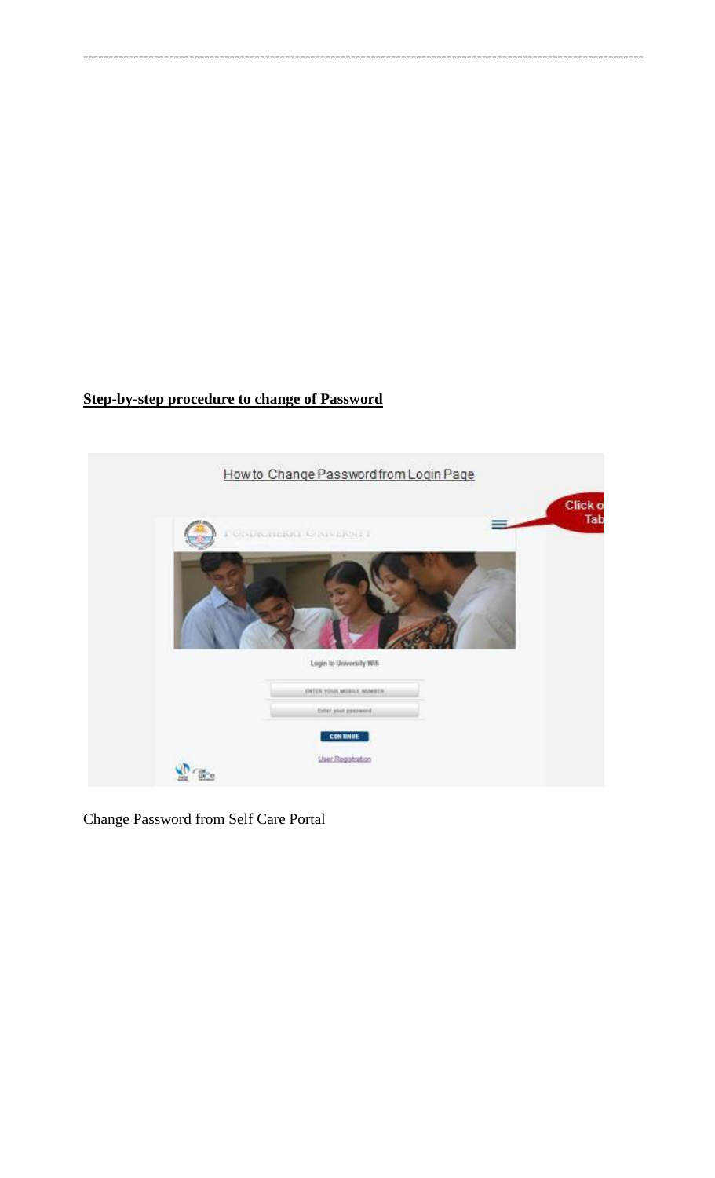---

**Step-by-step procedure to change of Password**

Change Password from Self Care Portal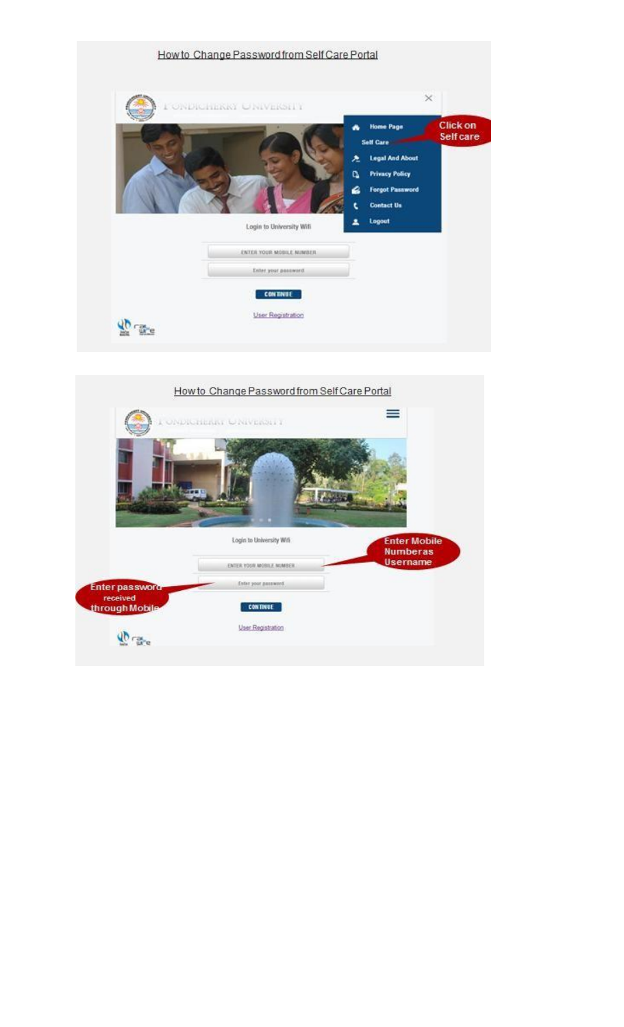How to Change Password from Self Care Portal

PONDICHERRY UNIVERSITY

- Home Page
- Self Care
- Legal And About
- Privacy Policy
- Forgot Password
- Contact Us
- Logout

Click on Self care

Login to University Wifi

ENTER YOUR MOBILE NUMBER

Enter your password

CONTINUE

User Registration

How to Change Password from Self Care Portal

PONDICHERRY UNIVERSITY

Login to University Wifi

ENTER YOUR MOBILE NUMBER

Enter your password

Enter Mobile Numberas Username

Enter password received through Mobile

CONTINUE

User Registration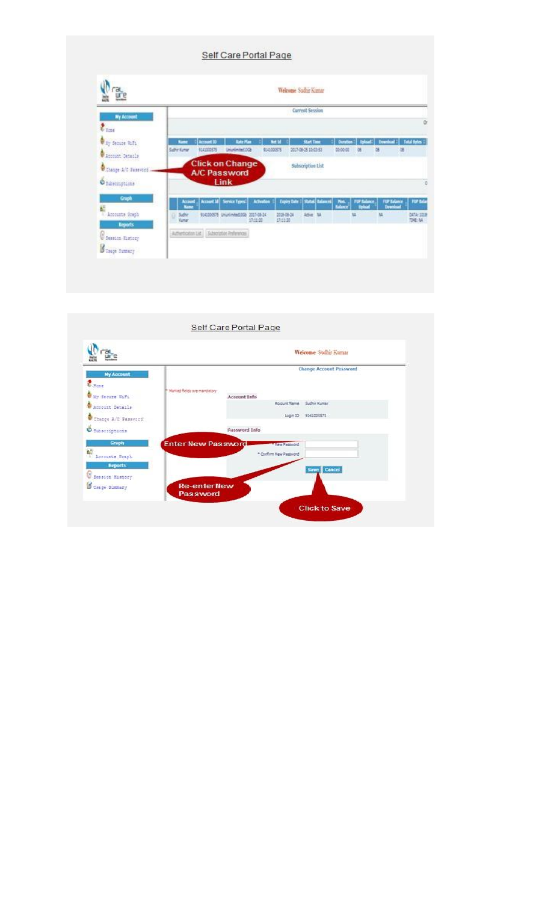Self Care Portal Page

Welcome Sudhir Kumar

My Account

Home

My Secure WiFi

Account Details

Change A/C Password

Subscriptions

Graph

Accounts Graph

Reports

Session History

Usage Summary

Current Session

| Name | Account ID | Rate Plan | Net Id | Start Time | Duration | Upload | Download | Total Bytes |
| --- | --- | --- | --- | --- | --- | --- | --- | --- |
| Sudhir Kumar | 9141000575 | Ununlimited100b | 9141000575 | 2017-08-25 10:03:03 | 00:00:00 | 0B | 0B | 0B |

Click on Change A/C Password Link

Subscription List

| Account Name | Account Id | Service Types | Activation | Expiry Date | Status | Balance | Max. Balance | FUP Balance Upload | FUP Balance Download | FUP Balance |
| --- | --- | --- | --- | --- | --- | --- | --- | --- | --- | --- |
| Sudhir Kumar | 9141000575 | Ununlimited100b | 2017-08-24 17:11:20 | 2018-08-24 17:11:20 | Active | NA | | NA | NA | DATA: 1018 TIME: NA |

Authentication List | Subscription Preferences

Self Care Portal Page

Welcome Sudhir Kumar

My Account

Home

My Secure WiFi

Account Details

Change A/C Password

Subscriptions

Graph

Accounts Graph

Reports

Session History

Usage Summary

Change Account Password

* Marked fields are mandatory

Account Info

Account Name Sudhir Kumar

Login ID 9141000575

Password Info

* New Password

* Confirm New Password

Save | Cancel

Enter New Password

Re-enter New Password

Click to Save